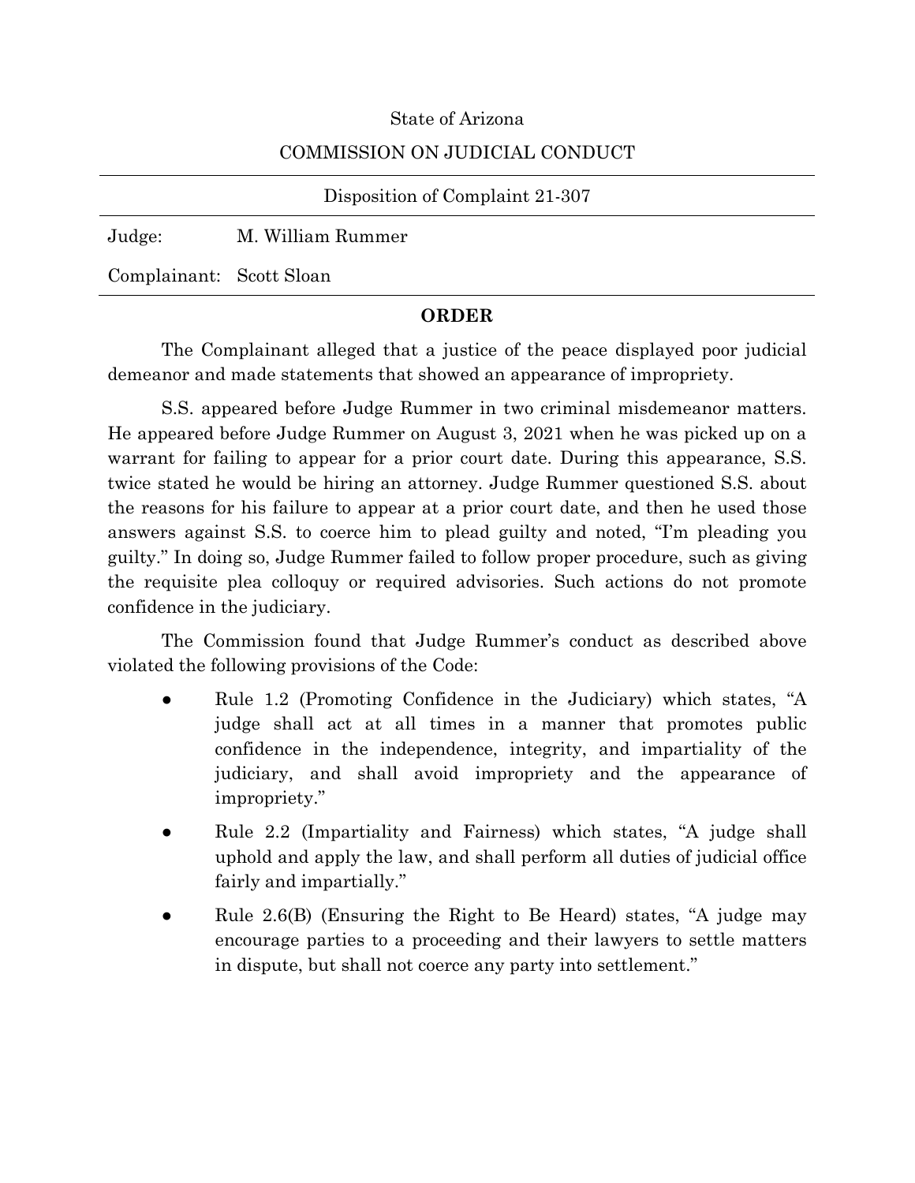State of Arizona

COMMISSION ON JUDICIAL CONDUCT

---

Disposition of Complaint 21-307

---

Judge: M. William Rummer

Complainant: Scott Sloan

---

**ORDER**

The Complainant alleged that a justice of the peace displayed poor judicial demeanor and made statements that showed an appearance of impropriety.

S.S. appeared before Judge Rummer in two criminal misdemeanor matters. He appeared before Judge Rummer on August 3, 2021 when he was picked up on a warrant for failing to appear for a prior court date. During this appearance, S.S. twice stated he would be hiring an attorney. Judge Rummer questioned S.S. about the reasons for his failure to appear at a prior court date, and then he used those answers against S.S. to coerce him to plead guilty and noted, "I'm pleading you guilty." In doing so, Judge Rummer failed to follow proper procedure, such as giving the requisite plea colloquy or required advisories. Such actions do not promote confidence in the judiciary.

The Commission found that Judge Rummer's conduct as described above violated the following provisions of the Code:

- Rule 1.2 (Promoting Confidence in the Judiciary) which states, "A judge shall act at all times in a manner that promotes public confidence in the independence, integrity, and impartiality of the judiciary, and shall avoid impropriety and the appearance of impropriety."
- Rule 2.2 (Impartiality and Fairness) which states, "A judge shall uphold and apply the law, and shall perform all duties of judicial office fairly and impartially."
- Rule 2.6(B) (Ensuring the Right to Be Heard) states, "A judge may encourage parties to a proceeding and their lawyers to settle matters in dispute, but shall not coerce any party into settlement."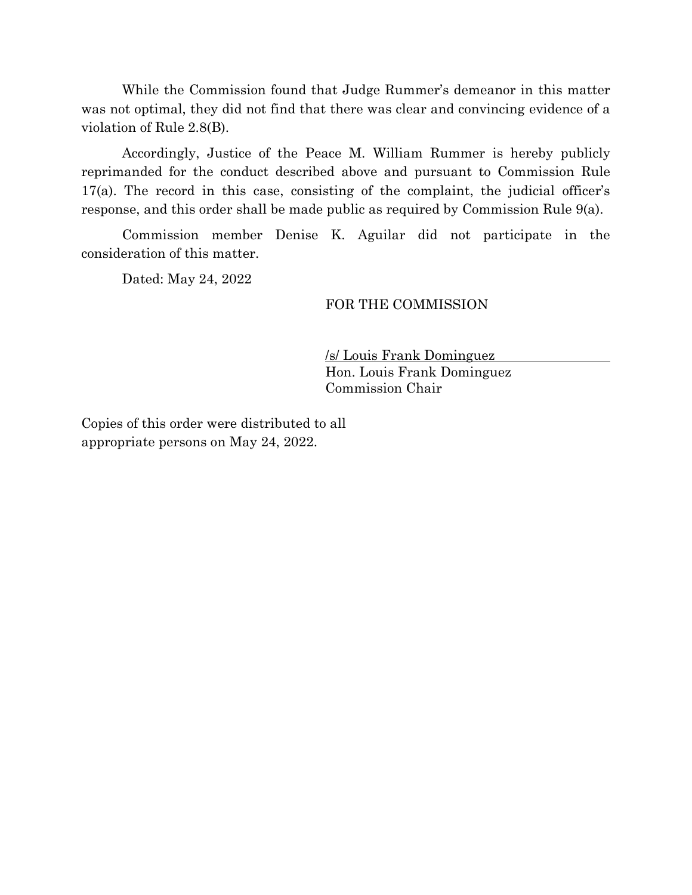While the Commission found that Judge Rummer's demeanor in this matter was not optimal, they did not find that there was clear and convincing evidence of a violation of Rule 2.8(B).

Accordingly, Justice of the Peace M. William Rummer is hereby publicly reprimanded for the conduct described above and pursuant to Commission Rule 17(a). The record in this case, consisting of the complaint, the judicial officer's response, and this order shall be made public as required by Commission Rule 9(a).

Commission member Denise K. Aguilar did not participate in the consideration of this matter.

Dated: May 24, 2022

FOR THE COMMISSION

/s/ Louis Frank Dominguez
Hon. Louis Frank Dominguez
Commission Chair

Copies of this order were distributed to all appropriate persons on May 24, 2022.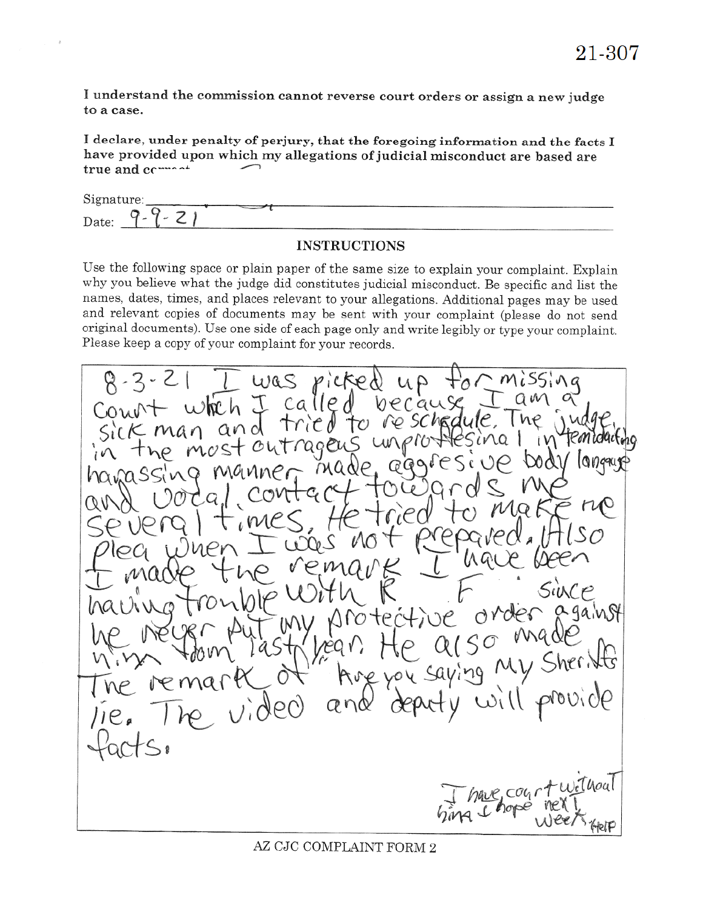21-307

**I understand the commission cannot reverse court orders or assign a new judge to a case.**

**I declare, under penalty of perjury, that the foregoing information and the facts I have provided upon which my allegations of judicial misconduct are based are true and correct.**

Signature: ______________________________

Date: 9-9-21

## INSTRUCTIONS

Use the following space or plain paper of the same size to explain your complaint. Explain why you believe what the judge did constitutes judicial misconduct. Be specific and list the names, dates, times, and places relevant to your allegations. Additional pages may be used and relevant copies of documents may be sent with your complaint (please do not send original documents). Use one side of each page only and write legibly or type your complaint. Please keep a copy of your complaint for your records.

8-3-21 I was picked up for missing Court which I called because I am a sick man and tried to reschedule. The judge in the most outrageus unprofesinal intemidating harassing manner made aggresive body language and vocal contact towards me several times. He tried to make me plea when I was not prepared. Also I made the remark I have been having trouble with R F since he never put my protective order against him from last year. He also made the remark of "Are you saying my Sheriffs lie. The video and deputy will provide facts.

I have court without him I hope next week. Help

AZ CJC COMPLAINT FORM 2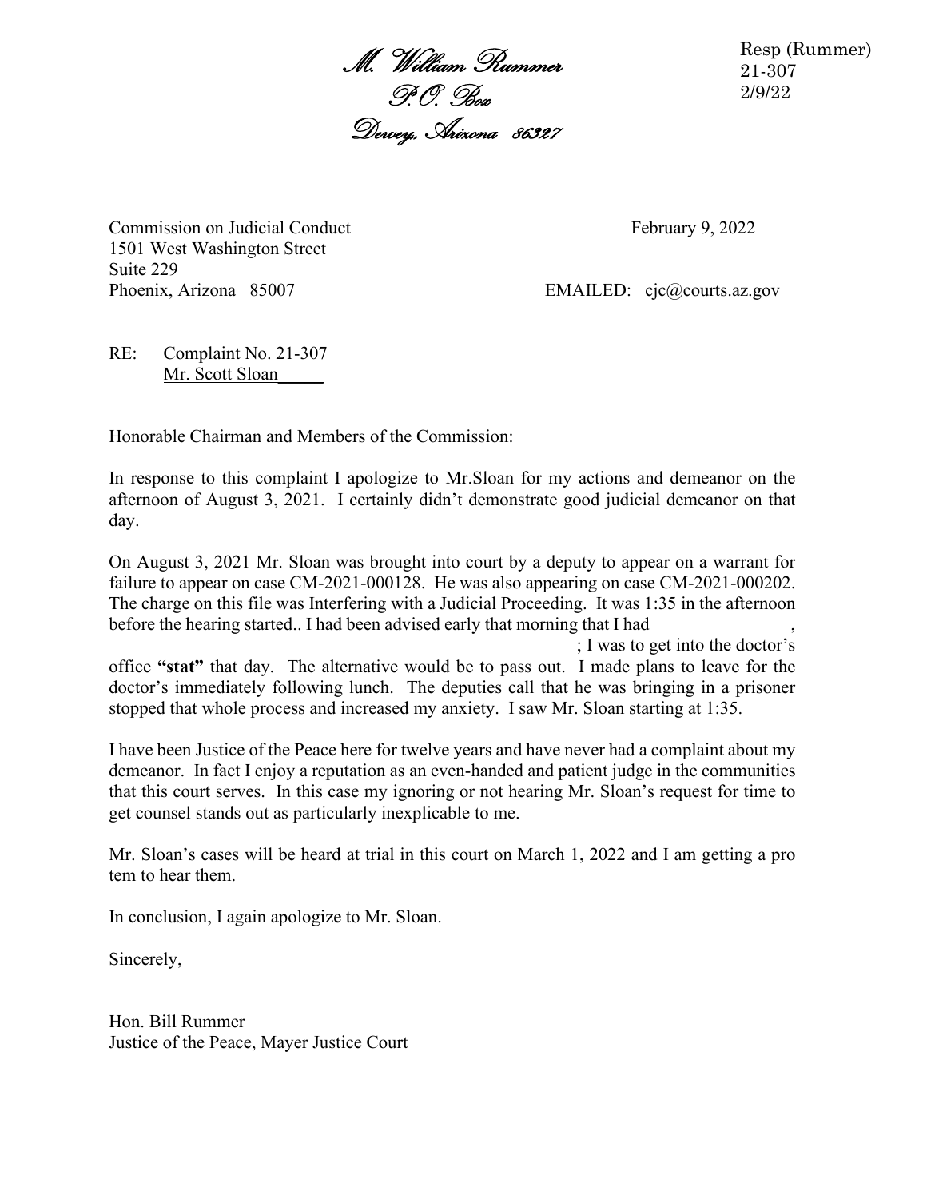M. William Rummer
P.O. Box
Dewey, Arizona 86327

Resp (Rummer)
21-307
2/9/22

Commission on Judicial Conduct
1501 West Washington Street
Suite 229
Phoenix, Arizona 85007

February 9, 2022

EMAILED: cjc@courts.az.gov

RE: Complaint No. 21-307
Mr. Scott Sloan

Honorable Chairman and Members of the Commission:

In response to this complaint I apologize to Mr.Sloan for my actions and demeanor on the afternoon of August 3, 2021. I certainly didn't demonstrate good judicial demeanor on that day.

On August 3, 2021 Mr. Sloan was brought into court by a deputy to appear on a warrant for failure to appear on case CM-2021-000128. He was also appearing on case CM-2021-000202. The charge on this file was Interfering with a Judicial Proceeding. It was 1:35 in the afternoon before the hearing started.. I had been advised early that morning that I had ,
; I was to get into the doctor's office **"stat"** that day. The alternative would be to pass out. I made plans to leave for the doctor's immediately following lunch. The deputies call that he was bringing in a prisoner stopped that whole process and increased my anxiety. I saw Mr. Sloan starting at 1:35.

I have been Justice of the Peace here for twelve years and have never had a complaint about my demeanor. In fact I enjoy a reputation as an even-handed and patient judge in the communities that this court serves. In this case my ignoring or not hearing Mr. Sloan's request for time to get counsel stands out as particularly inexplicable to me.

Mr. Sloan's cases will be heard at trial in this court on March 1, 2022 and I am getting a pro tem to hear them.

In conclusion, I again apologize to Mr. Sloan.

Sincerely,

Hon. Bill Rummer
Justice of the Peace, Mayer Justice Court